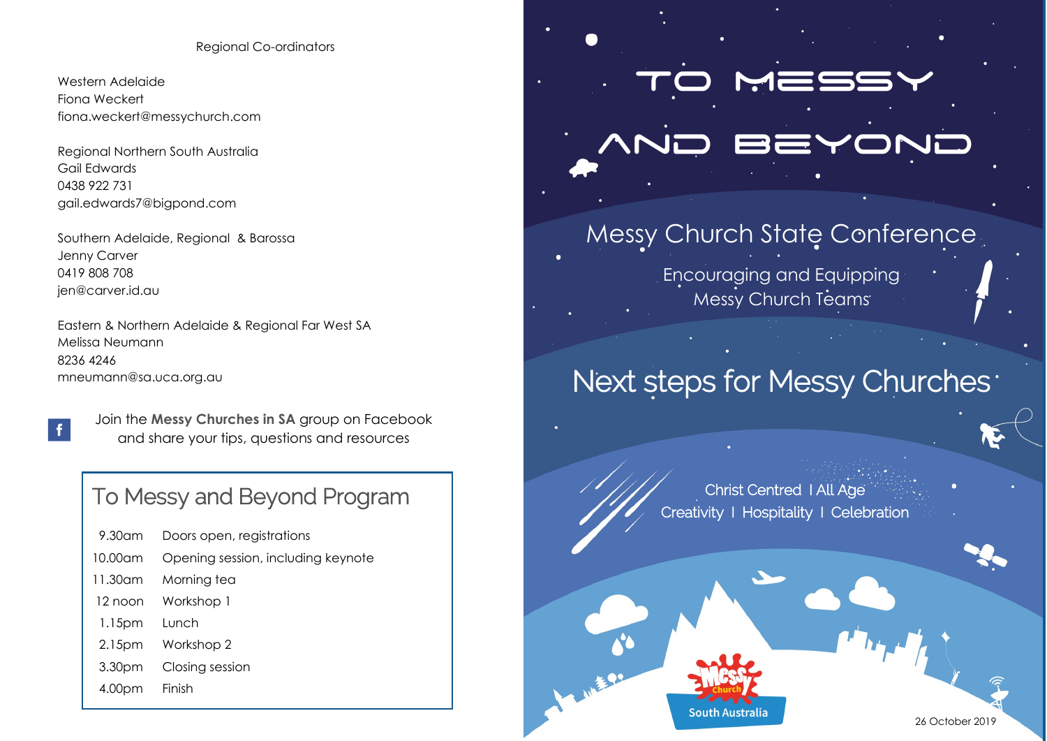Regional Co-ordinators

Western Adelaide
Fiona Weckert
fiona.weckert@messychurch.com

Regional Northern South Australia
Gail Edwards
0438 922 731
gail.edwards7@bigpond.com

Southern Adelaide, Regional & Barossa
Jenny Carver
0419 808 708
jen@carver.id.au

Eastern & Northern Adelaide & Regional Far West SA
Melissa Neumann
8236 4246
mneumann@sa.uca.org.au

Join the **Messy Churches in SA** group on Facebook and share your tips, questions and resources

## To Messy and Beyond Program

| | |
|---|---|
| 9.30am | Doors open, registrations |
| 10.00am | Opening session, including keynote |
| 11.30am | Morning tea |
| 12 noon | Workshop 1 |
| 1.15pm | Lunch |
| 2.15pm | Workshop 2 |
| 3.30pm | Closing session |
| 4.00pm | Finish |

# TO MESSY AND BEYOND

## Messy Church State Conference

Encouraging and Equipping Messy Church Teams

## Next steps for Messy Churches

Christ Centred I All Age
Creativity I Hospitality I Celebration

Messy Church South Australia

26 October 2019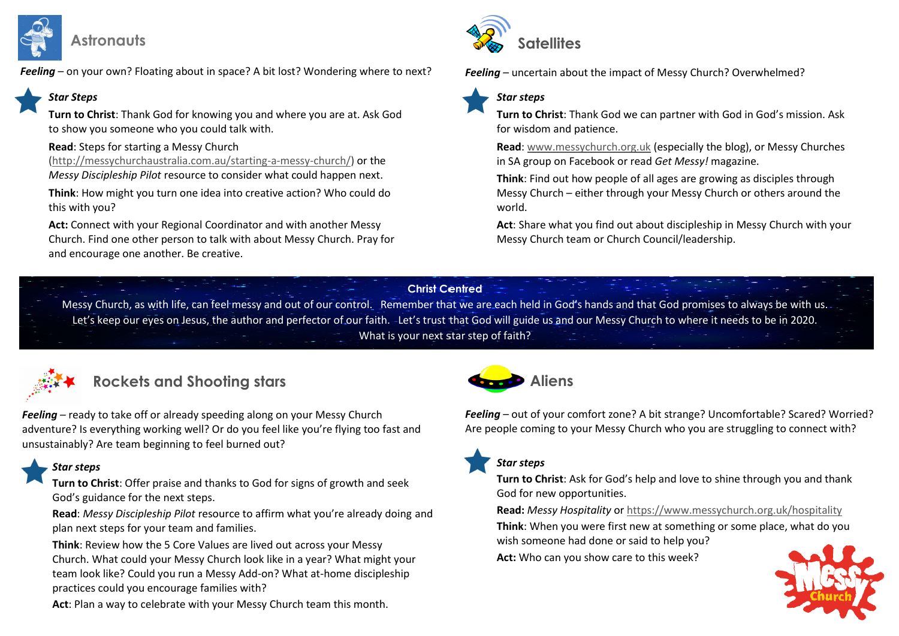## Astronauts

***Feeling*** – on your own? Floating about in space? A bit lost? Wondering where to next?

***Star Steps***

**Turn to Christ**: Thank God for knowing you and where you are at. Ask God to show you someone who you could talk with.

**Read**: Steps for starting a Messy Church (http://messychurchaustralia.com.au/starting-a-messy-church/) or the *Messy Discipleship Pilot* resource to consider what could happen next.

**Think**: How might you turn one idea into creative action? Who could do this with you?

**Act:** Connect with your Regional Coordinator and with another Messy Church. Find one other person to talk with about Messy Church. Pray for and encourage one another. Be creative.

## Satellites

***Feeling*** – uncertain about the impact of Messy Church? Overwhelmed?

***Star steps***

**Turn to Christ**: Thank God we can partner with God in God's mission. Ask for wisdom and patience.

**Read**: www.messychurch.org.uk (especially the blog), or Messy Churches in SA group on Facebook or read *Get Messy!* magazine.

**Think**: Find out how people of all ages are growing as disciples through Messy Church – either through your Messy Church or others around the world.

**Act**: Share what you find out about discipleship in Messy Church with your Messy Church team or Church Council/leadership.

**Christ Centred**

Messy Church, as with life, can feel messy and out of our control. Remember that we are each held in God's hands and that God promises to always be with us. Let's keep our eyes on Jesus, the author and perfector of our faith. Let's trust that God will guide us and our Messy Church to where it needs to be in 2020. What is your next star step of faith?

## Rockets and Shooting stars

***Feeling*** – ready to take off or already speeding along on your Messy Church adventure? Is everything working well? Or do you feel like you're flying too fast and unsustainably? Are team beginning to feel burned out?

***Star steps***

**Turn to Christ**: Offer praise and thanks to God for signs of growth and seek God's guidance for the next steps.

**Read**: *Messy Discipleship Pilot* resource to affirm what you're already doing and plan next steps for your team and families.

**Think**: Review how the 5 Core Values are lived out across your Messy Church. What could your Messy Church look like in a year? What might your team look like? Could you run a Messy Add-on? What at-home discipleship practices could you encourage families with?

**Act**: Plan a way to celebrate with your Messy Church team this month.

## Aliens

***Feeling*** – out of your comfort zone? A bit strange? Uncomfortable? Scared? Worried? Are people coming to your Messy Church who you are struggling to connect with?

***Star steps***

**Turn to Christ**: Ask for God's help and love to shine through you and thank God for new opportunities.

**Read:** *Messy Hospitality* or https://www.messychurch.org.uk/hospitality

**Think**: When you were first new at something or some place, what do you wish someone had done or said to help you?

**Act:** Who can you show care to this week?